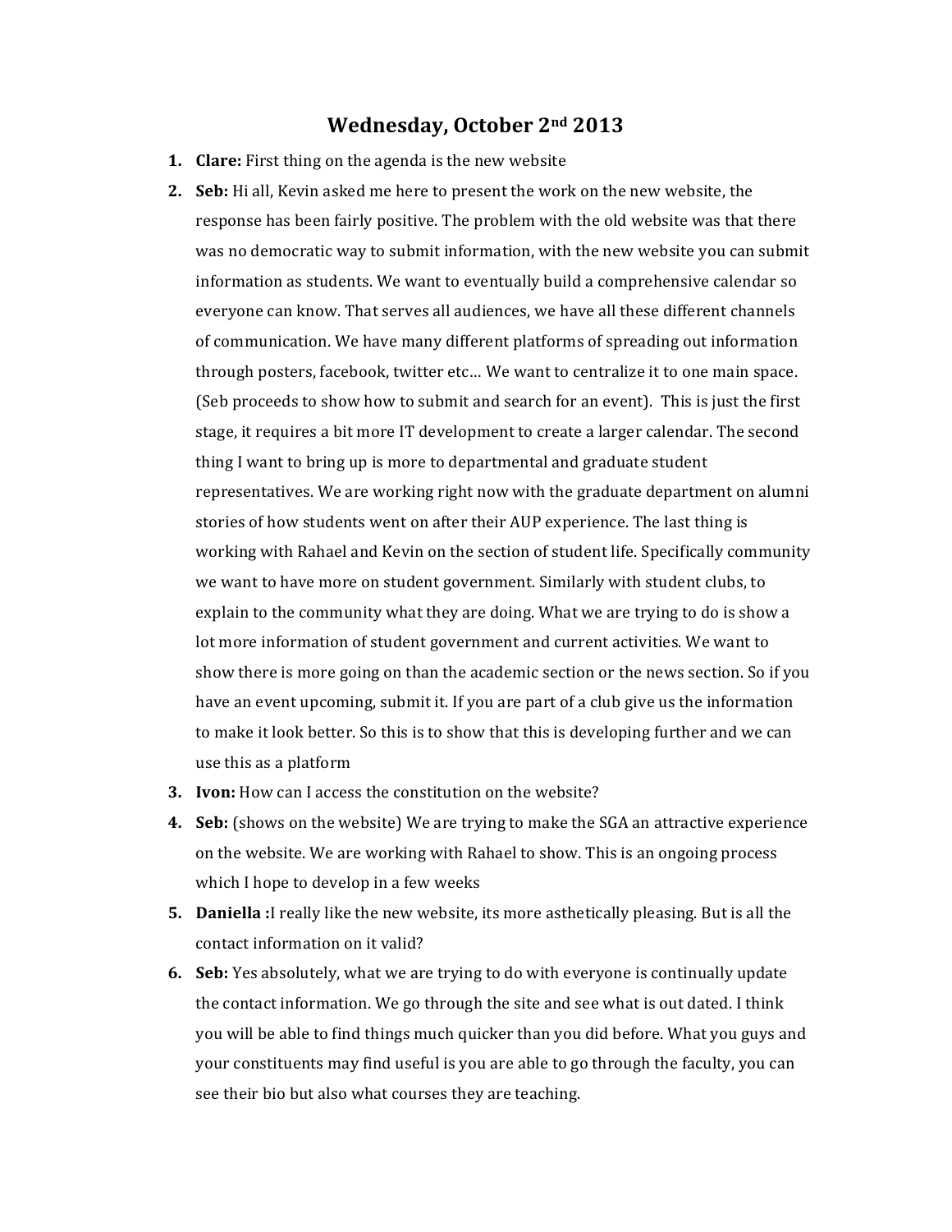# Wednesday, October 2nd 2013

1. **Clare:** First thing on the agenda is the new website
2. **Seb:** Hi all, Kevin asked me here to present the work on the new website, the response has been fairly positive. The problem with the old website was that there was no democratic way to submit information, with the new website you can submit information as students. We want to eventually build a comprehensive calendar so everyone can know. That serves all audiences, we have all these different channels of communication. We have many different platforms of spreading out information through posters, facebook, twitter etc… We want to centralize it to one main space. (Seb proceeds to show how to submit and search for an event). This is just the first stage, it requires a bit more IT development to create a larger calendar. The second thing I want to bring up is more to departmental and graduate student representatives. We are working right now with the graduate department on alumni stories of how students went on after their AUP experience. The last thing is working with Rahael and Kevin on the section of student life. Specifically community we want to have more on student government. Similarly with student clubs, to explain to the community what they are doing. What we are trying to do is show a lot more information of student government and current activities. We want to show there is more going on than the academic section or the news section. So if you have an event upcoming, submit it. If you are part of a club give us the information to make it look better. So this is to show that this is developing further and we can use this as a platform
3. **Ivon:** How can I access the constitution on the website?
4. **Seb:** (shows on the website) We are trying to make the SGA an attractive experience on the website. We are working with Rahael to show. This is an ongoing process which I hope to develop in a few weeks
5. **Daniella :**I really like the new website, its more asthetically pleasing. But is all the contact information on it valid?
6. **Seb:** Yes absolutely, what we are trying to do with everyone is continually update the contact information. We go through the site and see what is out dated. I think you will be able to find things much quicker than you did before. What you guys and your constituents may find useful is you are able to go through the faculty, you can see their bio but also what courses they are teaching.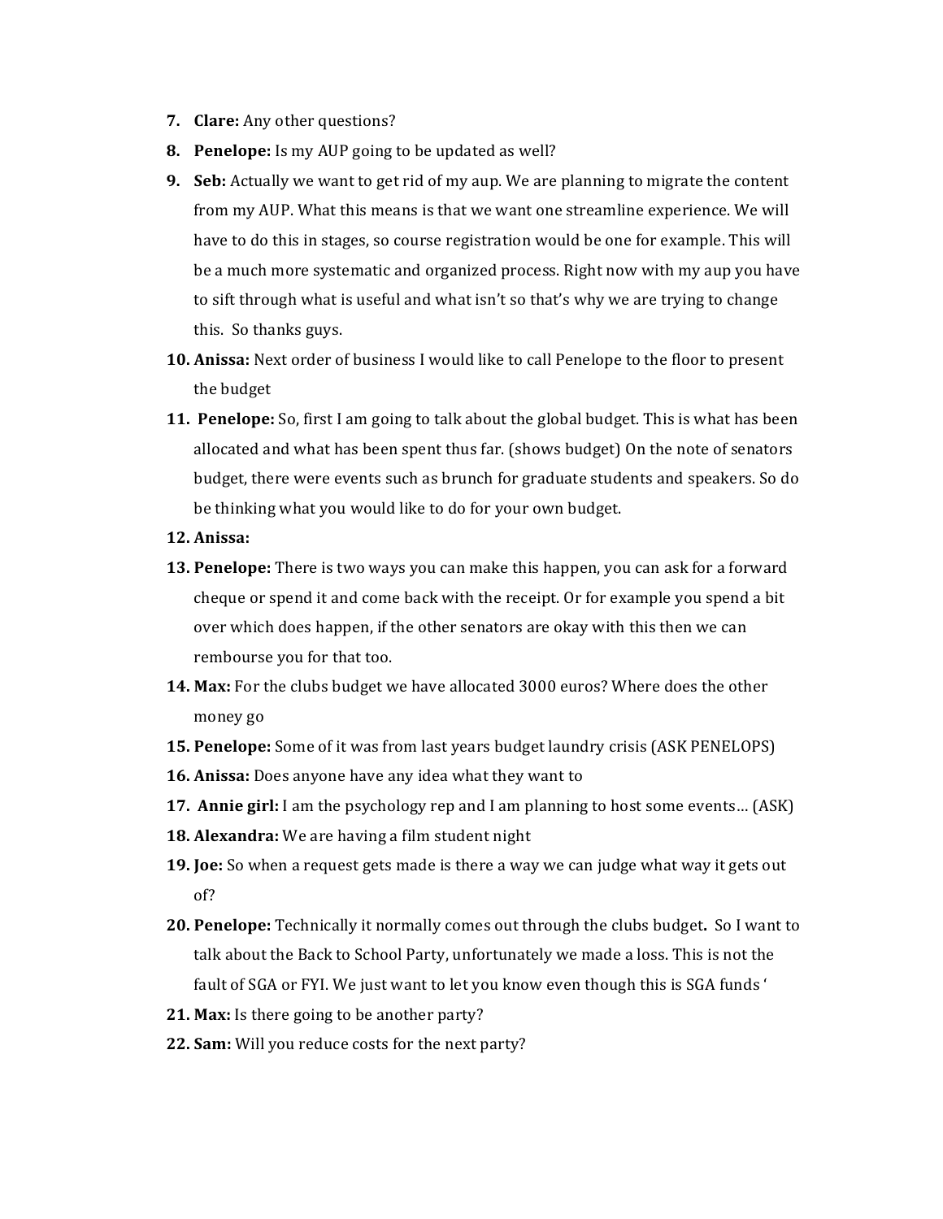7. **Clare:** Any other questions?
8. **Penelope:** Is my AUP going to be updated as well?
9. **Seb:** Actually we want to get rid of my aup. We are planning to migrate the content from my AUP. What this means is that we want one streamline experience. We will have to do this in stages, so course registration would be one for example. This will be a much more systematic and organized process. Right now with my aup you have to sift through what is useful and what isn't so that's why we are trying to change this. So thanks guys.
10. **Anissa:** Next order of business I would like to call Penelope to the floor to present the budget
11. **Penelope:** So, first I am going to talk about the global budget. This is what has been allocated and what has been spent thus far. (shows budget) On the note of senators budget, there were events such as brunch for graduate students and speakers. So do be thinking what you would like to do for your own budget.
12. **Anissa:**
13. **Penelope:** There is two ways you can make this happen, you can ask for a forward cheque or spend it and come back with the receipt. Or for example you spend a bit over which does happen, if the other senators are okay with this then we can rembourse you for that too.
14. **Max:** For the clubs budget we have allocated 3000 euros? Where does the other money go
15. **Penelope:** Some of it was from last years budget laundry crisis (ASK PENELOPS)
16. **Anissa:** Does anyone have any idea what they want to
17. **Annie girl:** I am the psychology rep and I am planning to host some events… (ASK)
18. **Alexandra:** We are having a film student night
19. **Joe:** So when a request gets made is there a way we can judge what way it gets out of?
20. **Penelope:** Technically it normally comes out through the clubs budget**.** So I want to talk about the Back to School Party, unfortunately we made a loss. This is not the fault of SGA or FYI. We just want to let you know even though this is SGA funds '
21. **Max:** Is there going to be another party?
22. **Sam:** Will you reduce costs for the next party?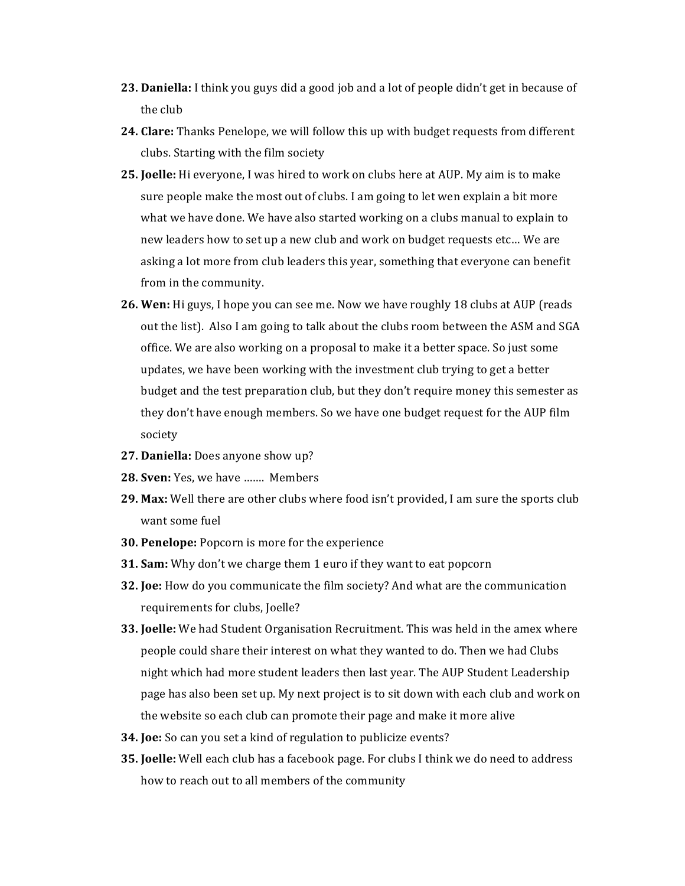23. **Daniella:** I think you guys did a good job and a lot of people didn't get in because of the club
24. **Clare:** Thanks Penelope, we will follow this up with budget requests from different clubs. Starting with the film society
25. **Joelle:** Hi everyone, I was hired to work on clubs here at AUP. My aim is to make sure people make the most out of clubs. I am going to let wen explain a bit more what we have done. We have also started working on a clubs manual to explain to new leaders how to set up a new club and work on budget requests etc… We are asking a lot more from club leaders this year, something that everyone can benefit from in the community.
26. **Wen:** Hi guys, I hope you can see me. Now we have roughly 18 clubs at AUP (reads out the list). Also I am going to talk about the clubs room between the ASM and SGA office. We are also working on a proposal to make it a better space. So just some updates, we have been working with the investment club trying to get a better budget and the test preparation club, but they don't require money this semester as they don't have enough members. So we have one budget request for the AUP film society
27. **Daniella:** Does anyone show up?
28. **Sven:** Yes, we have ……. Members
29. **Max:** Well there are other clubs where food isn't provided, I am sure the sports club want some fuel
30. **Penelope:** Popcorn is more for the experience
31. **Sam:** Why don't we charge them 1 euro if they want to eat popcorn
32. **Joe:** How do you communicate the film society? And what are the communication requirements for clubs, Joelle?
33. **Joelle:** We had Student Organisation Recruitment. This was held in the amex where people could share their interest on what they wanted to do. Then we had Clubs night which had more student leaders then last year. The AUP Student Leadership page has also been set up. My next project is to sit down with each club and work on the website so each club can promote their page and make it more alive
34. **Joe:** So can you set a kind of regulation to publicize events?
35. **Joelle:** Well each club has a facebook page. For clubs I think we do need to address how to reach out to all members of the community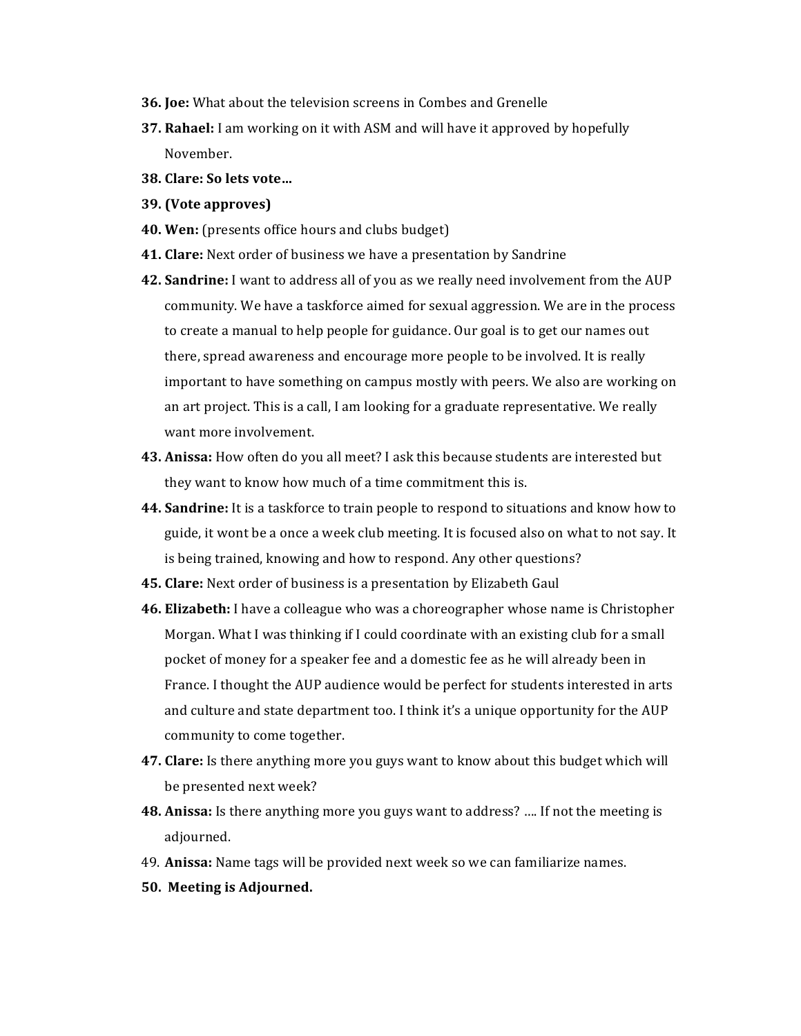36. **Joe:** What about the television screens in Combes and Grenelle
37. **Rahael:** I am working on it with ASM and will have it approved by hopefully November.
38. **Clare: So lets vote…**
39. **(Vote approves)**
40. **Wen:** (presents office hours and clubs budget)
41. **Clare:** Next order of business we have a presentation by Sandrine
42. **Sandrine:** I want to address all of you as we really need involvement from the AUP community. We have a taskforce aimed for sexual aggression. We are in the process to create a manual to help people for guidance. Our goal is to get our names out there, spread awareness and encourage more people to be involved. It is really important to have something on campus mostly with peers. We also are working on an art project. This is a call, I am looking for a graduate representative. We really want more involvement.
43. **Anissa:** How often do you all meet? I ask this because students are interested but they want to know how much of a time commitment this is.
44. **Sandrine:** It is a taskforce to train people to respond to situations and know how to guide, it wont be a once a week club meeting. It is focused also on what to not say. It is being trained, knowing and how to respond. Any other questions?
45. **Clare:** Next order of business is a presentation by Elizabeth Gaul
46. **Elizabeth:** I have a colleague who was a choreographer whose name is Christopher Morgan. What I was thinking if I could coordinate with an existing club for a small pocket of money for a speaker fee and a domestic fee as he will already been in France. I thought the AUP audience would be perfect for students interested in arts and culture and state department too. I think it's a unique opportunity for the AUP community to come together.
47. **Clare:** Is there anything more you guys want to know about this budget which will be presented next week?
48. **Anissa:** Is there anything more you guys want to address? …. If not the meeting is adjourned.
49. **Anissa:** Name tags will be provided next week so we can familiarize names.
50. **Meeting is Adjourned.**